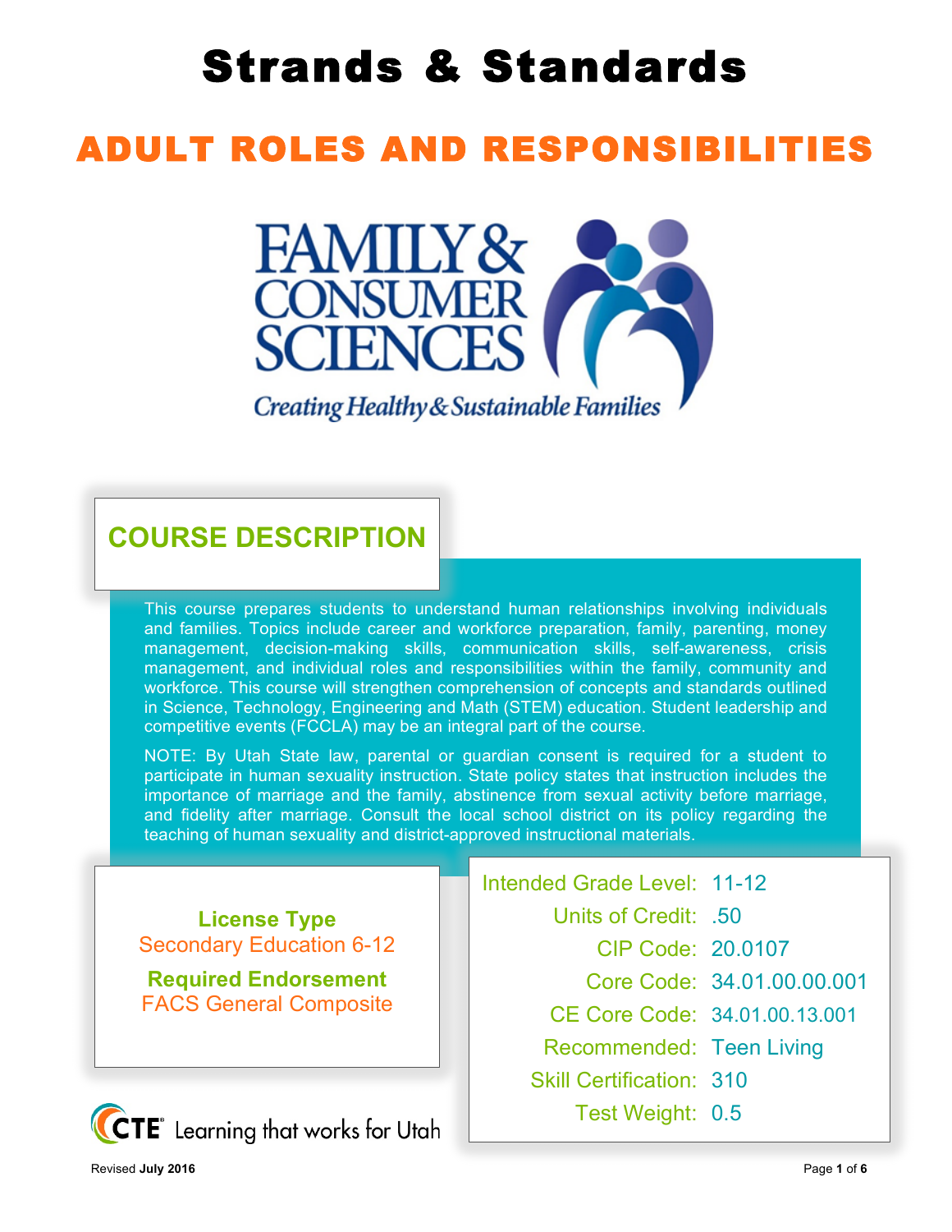# Strands & Standards

## ADULT ROLES AND RESPONSIBILITIES

FAMILY & CONSUMER SCIENCES

*Creating Healthy & Sustainable Families*

### COURSE DESCRIPTION

This course prepares students to understand human relationships involving individuals and families. Topics include career and workforce preparation, family, parenting, money management, decision-making skills, communication skills, self-awareness, crisis management, and individual roles and responsibilities within the family, community and workforce. This course will strengthen comprehension of concepts and standards outlined in Science, Technology, Engineering and Math (STEM) education. Student leadership and competitive events (FCCLA) may be an integral part of the course.

NOTE: By Utah State law, parental or guardian consent is required for a student to participate in human sexuality instruction. State policy states that instruction includes the importance of marriage and the family, abstinence from sexual activity before marriage, and fidelity after marriage. Consult the local school district on its policy regarding the teaching of human sexuality and district-approved instructional materials.

**License Type**
Secondary Education 6-12

**Required Endorsement**
FACS General Composite

| | |
|---|---|
| Intended Grade Level: | 11-12 |
| Units of Credit: | .50 |
| CIP Code: | 20.0107 |
| Core Code: | 34.01.00.00.001 |
| CE Core Code: | 34.01.00.13.001 |
| Recommended: | Teen Living |
| Skill Certification: | 310 |
| Test Weight: | 0.5 |

CTE Learning that works for Utah

Revised **July 2016**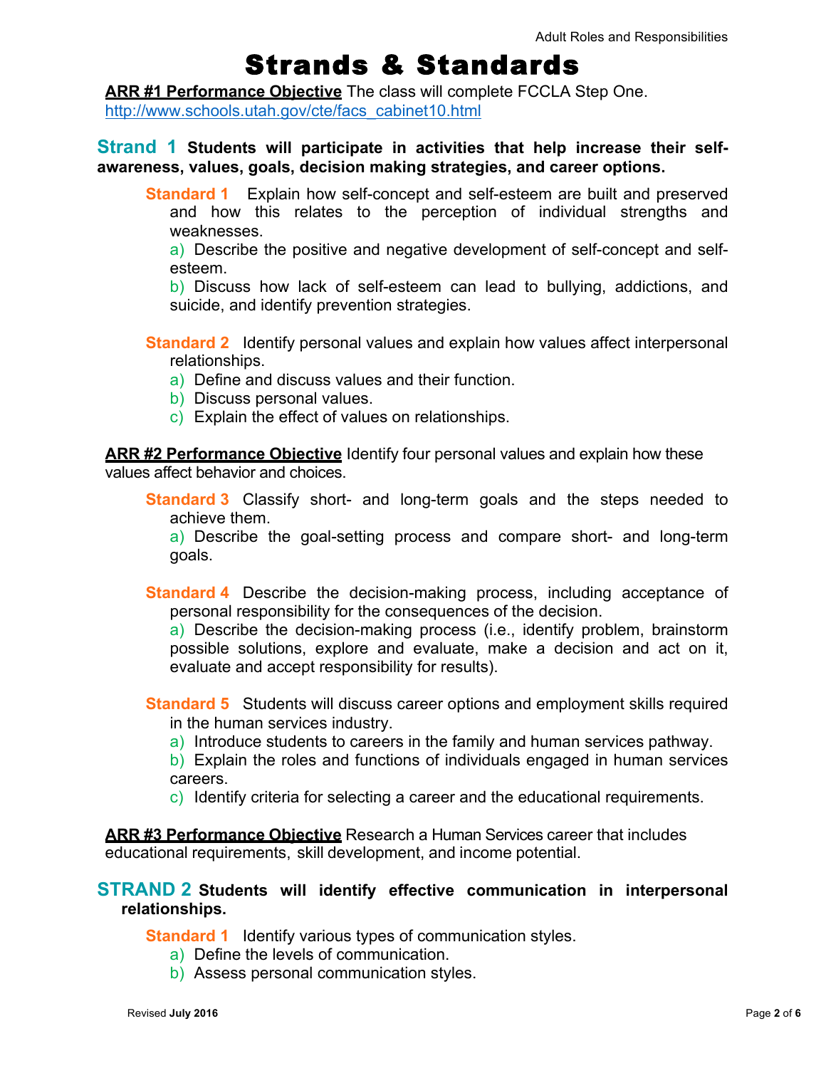# Strands & Standards

**ARR #1 Performance Objective** The class will complete FCCLA Step One.
http://www.schools.utah.gov/cte/facs_cabinet10.html

## Strand 1 Students will participate in activities that help increase their self-awareness, values, goals, decision making strategies, and career options.

**Standard 1** Explain how self-concept and self-esteem are built and preserved and how this relates to the perception of individual strengths and weaknesses.

a) Describe the positive and negative development of self-concept and self-esteem.

b) Discuss how lack of self-esteem can lead to bullying, addictions, and suicide, and identify prevention strategies.

**Standard 2** Identify personal values and explain how values affect interpersonal relationships.

a) Define and discuss values and their function.

b) Discuss personal values.

c) Explain the effect of values on relationships.

**ARR #2 Performance Objective** Identify four personal values and explain how these values affect behavior and choices.

**Standard 3** Classify short- and long-term goals and the steps needed to achieve them.

a) Describe the goal-setting process and compare short- and long-term goals.

**Standard 4** Describe the decision-making process, including acceptance of personal responsibility for the consequences of the decision.

a) Describe the decision-making process (i.e., identify problem, brainstorm possible solutions, explore and evaluate, make a decision and act on it, evaluate and accept responsibility for results).

**Standard 5** Students will discuss career options and employment skills required in the human services industry.

a) Introduce students to careers in the family and human services pathway.

b) Explain the roles and functions of individuals engaged in human services careers.

c) Identify criteria for selecting a career and the educational requirements.

**ARR #3 Performance Objective** Research a Human Services career that includes educational requirements, skill development, and income potential.

## STRAND 2 Students will identify effective communication in interpersonal relationships.

**Standard 1** Identify various types of communication styles.

a) Define the levels of communication.

b) Assess personal communication styles.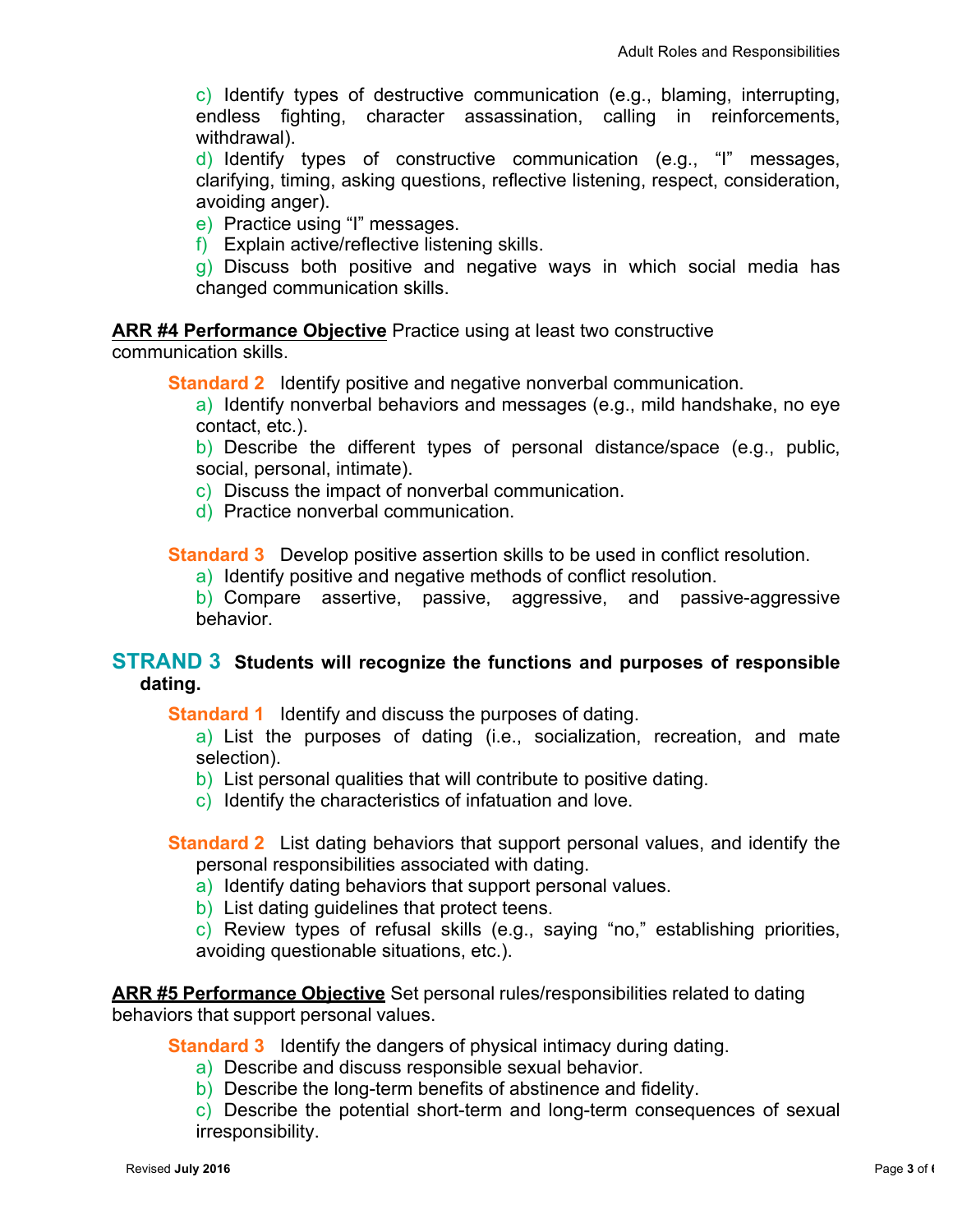c) Identify types of destructive communication (e.g., blaming, interrupting, endless fighting, character assassination, calling in reinforcements, withdrawal).

d) Identify types of constructive communication (e.g., "I" messages, clarifying, timing, asking questions, reflective listening, respect, consideration, avoiding anger).

e) Practice using "I" messages.

f) Explain active/reflective listening skills.

g) Discuss both positive and negative ways in which social media has changed communication skills.

**ARR #4 Performance Objective** Practice using at least two constructive communication skills.

**Standard 2** Identify positive and negative nonverbal communication.

a) Identify nonverbal behaviors and messages (e.g., mild handshake, no eye contact, etc.).

b) Describe the different types of personal distance/space (e.g., public, social, personal, intimate).

c) Discuss the impact of nonverbal communication.

d) Practice nonverbal communication.

**Standard 3** Develop positive assertion skills to be used in conflict resolution.

a) Identify positive and negative methods of conflict resolution.

b) Compare assertive, passive, aggressive, and passive-aggressive behavior.

## STRAND 3 Students will recognize the functions and purposes of responsible dating.

**Standard 1** Identify and discuss the purposes of dating.

a) List the purposes of dating (i.e., socialization, recreation, and mate selection).

b) List personal qualities that will contribute to positive dating.

c) Identify the characteristics of infatuation and love.

**Standard 2** List dating behaviors that support personal values, and identify the personal responsibilities associated with dating.

a) Identify dating behaviors that support personal values.

b) List dating guidelines that protect teens.

c) Review types of refusal skills (e.g., saying "no," establishing priorities, avoiding questionable situations, etc.).

**ARR #5 Performance Objective** Set personal rules/responsibilities related to dating behaviors that support personal values.

**Standard 3** Identify the dangers of physical intimacy during dating.

a) Describe and discuss responsible sexual behavior.

b) Describe the long-term benefits of abstinence and fidelity.

c) Describe the potential short-term and long-term consequences of sexual irresponsibility.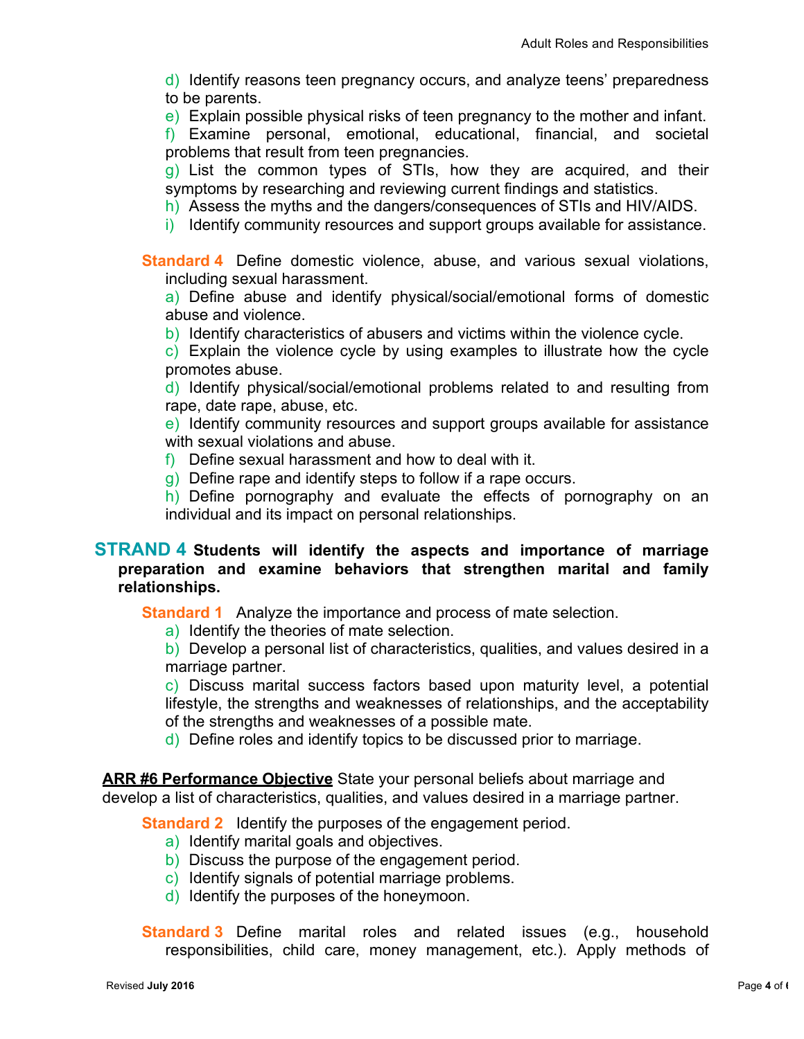d) Identify reasons teen pregnancy occurs, and analyze teens' preparedness to be parents.

e) Explain possible physical risks of teen pregnancy to the mother and infant.

f) Examine personal, emotional, educational, financial, and societal problems that result from teen pregnancies.

g) List the common types of STIs, how they are acquired, and their symptoms by researching and reviewing current findings and statistics.

h) Assess the myths and the dangers/consequences of STIs and HIV/AIDS.

i) Identify community resources and support groups available for assistance.

**Standard 4** Define domestic violence, abuse, and various sexual violations, including sexual harassment.

a) Define abuse and identify physical/social/emotional forms of domestic abuse and violence.

b) Identify characteristics of abusers and victims within the violence cycle.

c) Explain the violence cycle by using examples to illustrate how the cycle promotes abuse.

d) Identify physical/social/emotional problems related to and resulting from rape, date rape, abuse, etc.

e) Identify community resources and support groups available for assistance with sexual violations and abuse.

f) Define sexual harassment and how to deal with it.

g) Define rape and identify steps to follow if a rape occurs.

h) Define pornography and evaluate the effects of pornography on an individual and its impact on personal relationships.

## STRAND 4 Students will identify the aspects and importance of marriage preparation and examine behaviors that strengthen marital and family relationships.

**Standard 1** Analyze the importance and process of mate selection.

a) Identify the theories of mate selection.

b) Develop a personal list of characteristics, qualities, and values desired in a marriage partner.

c) Discuss marital success factors based upon maturity level, a potential lifestyle, the strengths and weaknesses of relationships, and the acceptability of the strengths and weaknesses of a possible mate.

d) Define roles and identify topics to be discussed prior to marriage.

**ARR #6 Performance Objective** State your personal beliefs about marriage and develop a list of characteristics, qualities, and values desired in a marriage partner.

**Standard 2** Identify the purposes of the engagement period.

a) Identify marital goals and objectives.

b) Discuss the purpose of the engagement period.

c) Identify signals of potential marriage problems.

d) Identify the purposes of the honeymoon.

**Standard 3** Define marital roles and related issues (e.g., household responsibilities, child care, money management, etc.). Apply methods of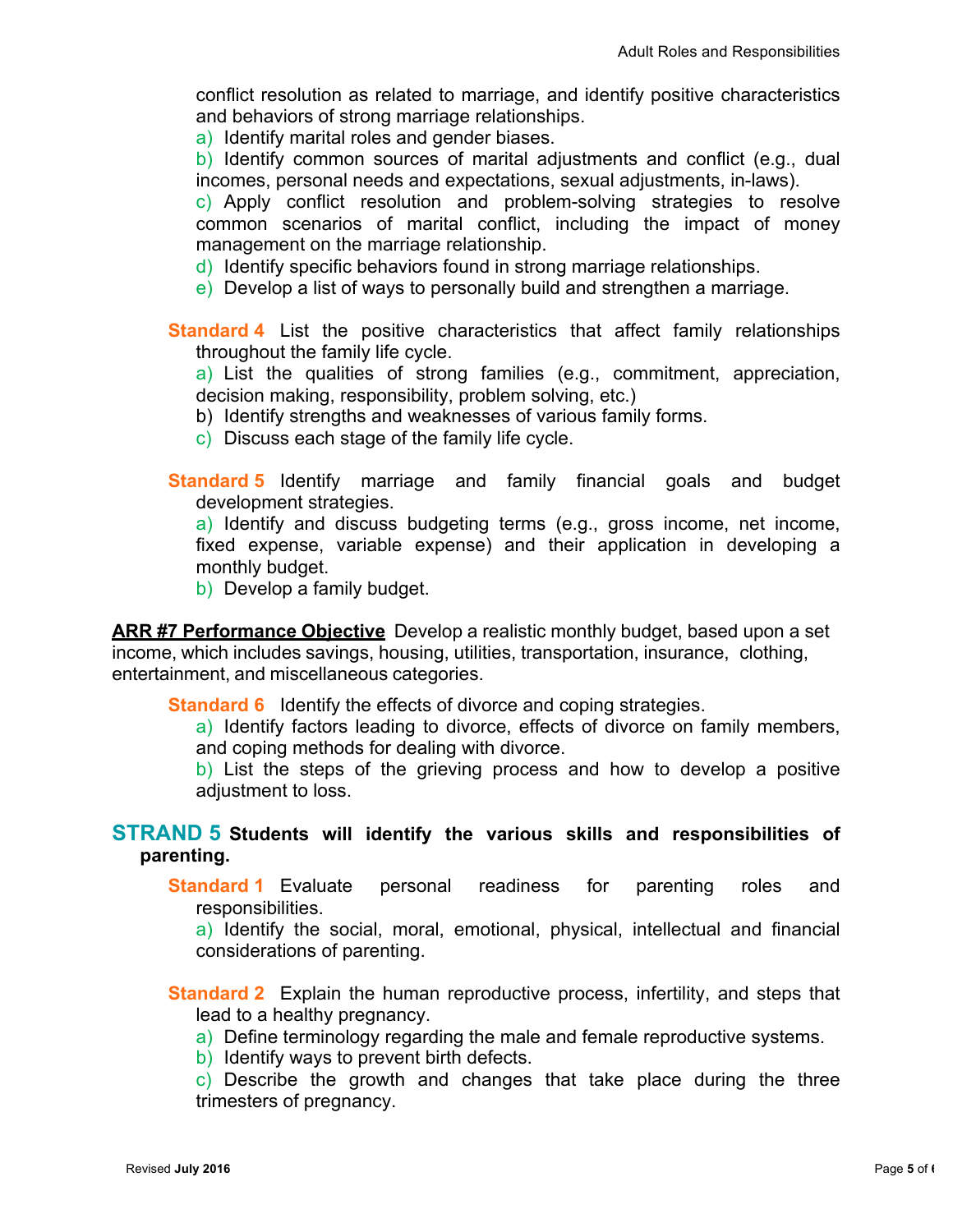conflict resolution as related to marriage, and identify positive characteristics and behaviors of strong marriage relationships.

a) Identify marital roles and gender biases.

b) Identify common sources of marital adjustments and conflict (e.g., dual incomes, personal needs and expectations, sexual adjustments, in-laws).

c) Apply conflict resolution and problem-solving strategies to resolve common scenarios of marital conflict, including the impact of money management on the marriage relationship.

d) Identify specific behaviors found in strong marriage relationships.

e) Develop a list of ways to personally build and strengthen a marriage.

**Standard 4** List the positive characteristics that affect family relationships throughout the family life cycle.

a) List the qualities of strong families (e.g., commitment, appreciation, decision making, responsibility, problem solving, etc.)

b) Identify strengths and weaknesses of various family forms.

c) Discuss each stage of the family life cycle.

**Standard 5** Identify marriage and family financial goals and budget development strategies.

a) Identify and discuss budgeting terms (e.g., gross income, net income, fixed expense, variable expense) and their application in developing a monthly budget.

b) Develop a family budget.

**ARR #7 Performance Objective** Develop a realistic monthly budget, based upon a set income, which includes savings, housing, utilities, transportation, insurance, clothing, entertainment, and miscellaneous categories.

**Standard 6** Identify the effects of divorce and coping strategies.

a) Identify factors leading to divorce, effects of divorce on family members, and coping methods for dealing with divorce.

b) List the steps of the grieving process and how to develop a positive adjustment to loss.

## STRAND 5 Students will identify the various skills and responsibilities of parenting.

**Standard 1** Evaluate personal readiness for parenting roles and responsibilities.

a) Identify the social, moral, emotional, physical, intellectual and financial considerations of parenting.

**Standard 2** Explain the human reproductive process, infertility, and steps that lead to a healthy pregnancy.

a) Define terminology regarding the male and female reproductive systems.

b) Identify ways to prevent birth defects.

c) Describe the growth and changes that take place during the three trimesters of pregnancy.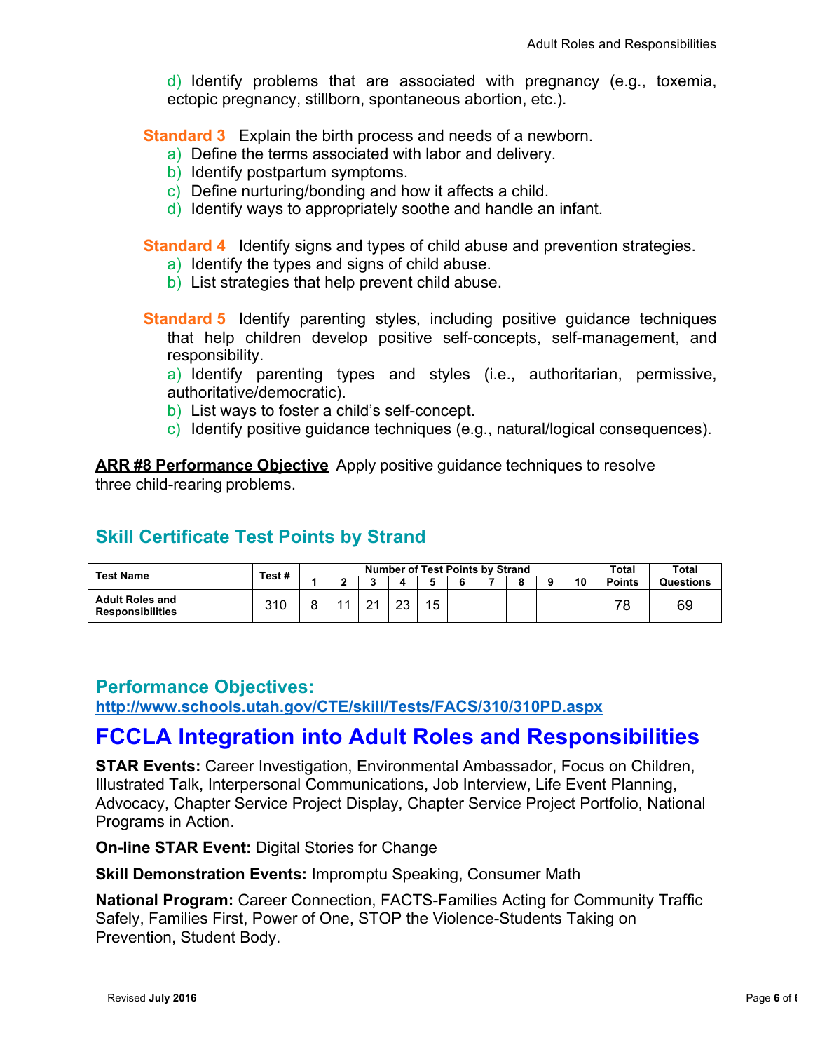d) Identify problems that are associated with pregnancy (e.g., toxemia, ectopic pregnancy, stillborn, spontaneous abortion, etc.).

**Standard 3** Explain the birth process and needs of a newborn.

a) Define the terms associated with labor and delivery.
b) Identify postpartum symptoms.
c) Define nurturing/bonding and how it affects a child.
d) Identify ways to appropriately soothe and handle an infant.

**Standard 4** Identify signs and types of child abuse and prevention strategies.

a) Identify the types and signs of child abuse.
b) List strategies that help prevent child abuse.

**Standard 5** Identify parenting styles, including positive guidance techniques that help children develop positive self-concepts, self-management, and responsibility.

a) Identify parenting types and styles (i.e., authoritarian, permissive, authoritative/democratic).
b) List ways to foster a child's self-concept.
c) Identify positive guidance techniques (e.g., natural/logical consequences).

**ARR #8 Performance Objective** Apply positive guidance techniques to resolve three child-rearing problems.

## Skill Certificate Test Points by Strand

| Test Name | Test # | Number of Test Points by Strand | | | | | | | | | | Total Points | Total Questions |
|---|---|---|---|---|---|---|---|---|---|---|---|---|---|
| | | 1 | 2 | 3 | 4 | 5 | 6 | 7 | 8 | 9 | 10 | | |
| Adult Roles and Responsibilities | 310 | 8 | 11 | 21 | 23 | 15 | | | | | | 78 | 69 |

## Performance Objectives:

http://www.schools.utah.gov/CTE/skill/Tests/FACS/310/310PD.aspx

# FCCLA Integration into Adult Roles and Responsibilities

**STAR Events:** Career Investigation, Environmental Ambassador, Focus on Children, Illustrated Talk, Interpersonal Communications, Job Interview, Life Event Planning, Advocacy, Chapter Service Project Display, Chapter Service Project Portfolio, National Programs in Action.

**On-line STAR Event:** Digital Stories for Change

**Skill Demonstration Events:** Impromptu Speaking, Consumer Math

**National Program:** Career Connection, FACTS-Families Acting for Community Traffic Safely, Families First, Power of One, STOP the Violence-Students Taking on Prevention, Student Body.

Revised **July 2016**